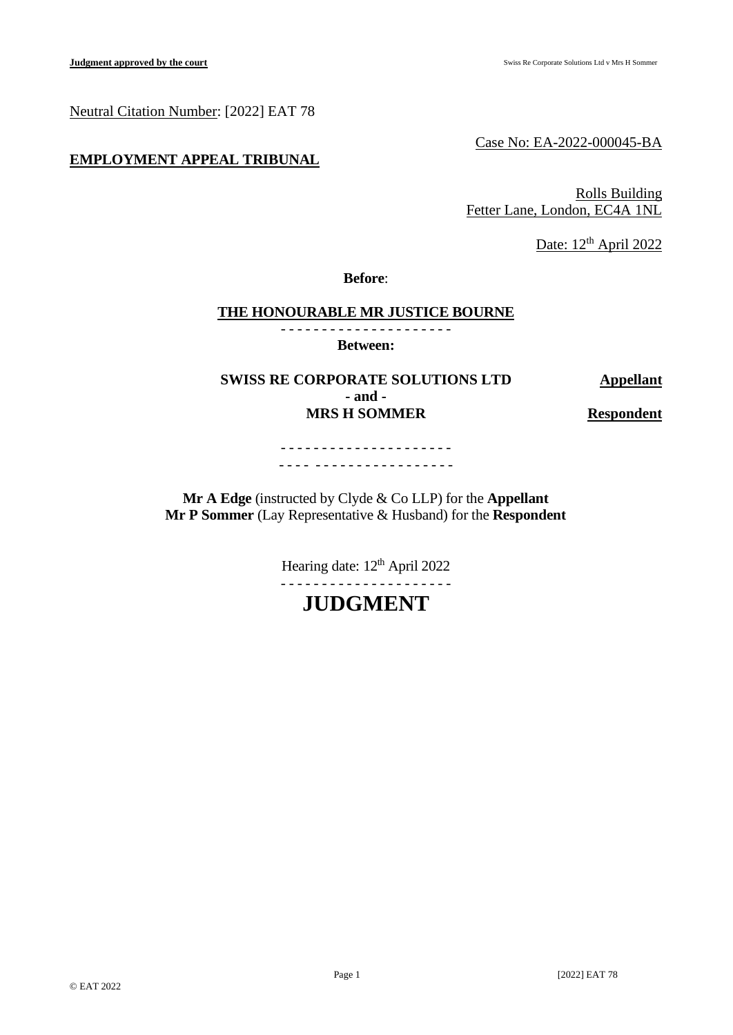Neutral Citation Number: [2022] EAT 78

Case No: EA-2022-000045-BA

**EMPLOYMENT APPEAL TRIBUNAL**

Rolls Building
Fetter Lane, London, EC4A 1NL

Date: 12th April 2022

**Before**:

**THE HONOURABLE MR JUSTICE BOURNE**

- - - - - - - - - - - - - - - - - - - - -

**Between:**

| | |
|---|---|
| **SWISS RE CORPORATE SOLUTIONS LTD** | **Appellant** |
| **- and -** | |
| **MRS H SOMMER** | **Respondent** |

- - - - - - - - - - - - - - - - - - - - -
- - - - - - - - - - - - - - - - - - - - -

**Mr A Edge** (instructed by Clyde & Co LLP) for the **Appellant**
**Mr P Sommer** (Lay Representative & Husband) for the **Respondent**

Hearing date: 12th April 2022

- - - - - - - - - - - - - - - - - - - - -

# JUDGMENT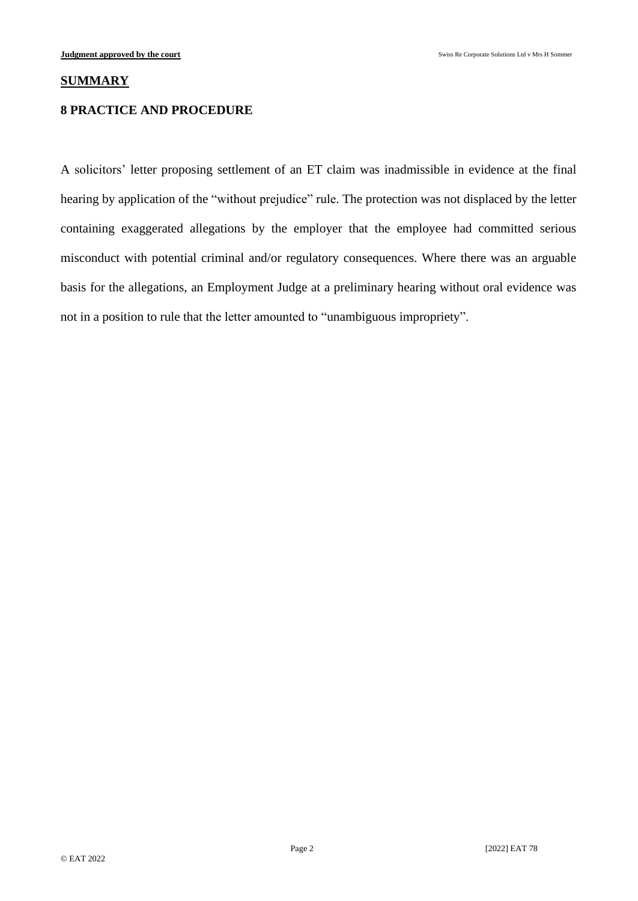## SUMMARY

### 8 PRACTICE AND PROCEDURE

A solicitors' letter proposing settlement of an ET claim was inadmissible in evidence at the final hearing by application of the "without prejudice" rule. The protection was not displaced by the letter containing exaggerated allegations by the employer that the employee had committed serious misconduct with potential criminal and/or regulatory consequences. Where there was an arguable basis for the allegations, an Employment Judge at a preliminary hearing without oral evidence was not in a position to rule that the letter amounted to "unambiguous impropriety".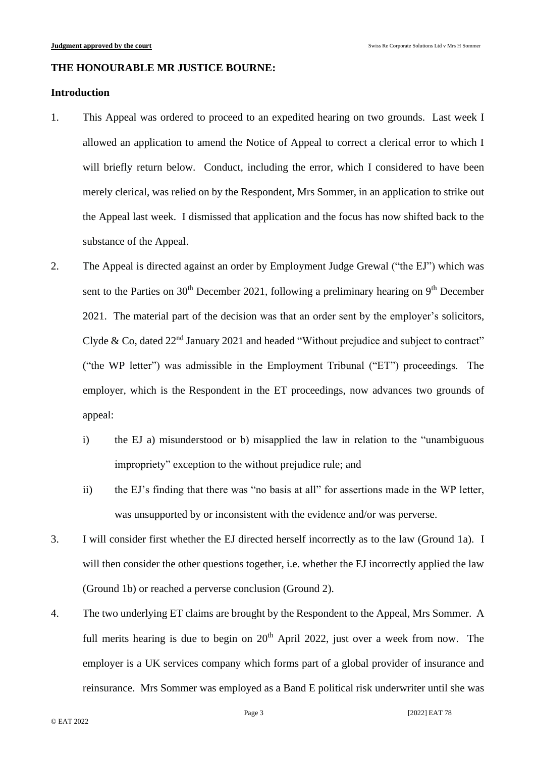**THE HONOURABLE MR JUSTICE BOURNE:**

**Introduction**

1. This Appeal was ordered to proceed to an expedited hearing on two grounds. Last week I allowed an application to amend the Notice of Appeal to correct a clerical error to which I will briefly return below. Conduct, including the error, which I considered to have been merely clerical, was relied on by the Respondent, Mrs Sommer, in an application to strike out the Appeal last week. I dismissed that application and the focus has now shifted back to the substance of the Appeal.

2. The Appeal is directed against an order by Employment Judge Grewal ("the EJ") which was sent to the Parties on 30th December 2021, following a preliminary hearing on 9th December 2021. The material part of the decision was that an order sent by the employer's solicitors, Clyde & Co, dated 22nd January 2021 and headed "Without prejudice and subject to contract" ("the WP letter") was admissible in the Employment Tribunal ("ET") proceedings. The employer, which is the Respondent in the ET proceedings, now advances two grounds of appeal:

   i) the EJ a) misunderstood or b) misapplied the law in relation to the "unambiguous impropriety" exception to the without prejudice rule; and

   ii) the EJ's finding that there was "no basis at all" for assertions made in the WP letter, was unsupported by or inconsistent with the evidence and/or was perverse.

3. I will consider first whether the EJ directed herself incorrectly as to the law (Ground 1a). I will then consider the other questions together, i.e. whether the EJ incorrectly applied the law (Ground 1b) or reached a perverse conclusion (Ground 2).

4. The two underlying ET claims are brought by the Respondent to the Appeal, Mrs Sommer. A full merits hearing is due to begin on 20th April 2022, just over a week from now. The employer is a UK services company which forms part of a global provider of insurance and reinsurance. Mrs Sommer was employed as a Band E political risk underwriter until she was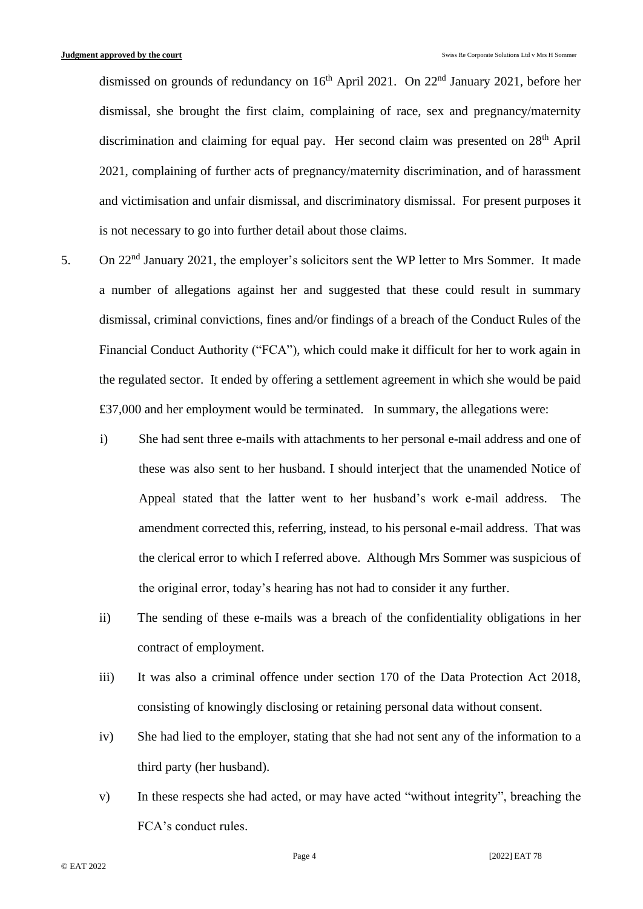dismissed on grounds of redundancy on 16th April 2021. On 22nd January 2021, before her dismissal, she brought the first claim, complaining of race, sex and pregnancy/maternity discrimination and claiming for equal pay. Her second claim was presented on 28th April 2021, complaining of further acts of pregnancy/maternity discrimination, and of harassment and victimisation and unfair dismissal, and discriminatory dismissal. For present purposes it is not necessary to go into further detail about those claims.

5. On 22nd January 2021, the employer's solicitors sent the WP letter to Mrs Sommer. It made a number of allegations against her and suggested that these could result in summary dismissal, criminal convictions, fines and/or findings of a breach of the Conduct Rules of the Financial Conduct Authority ("FCA"), which could make it difficult for her to work again in the regulated sector. It ended by offering a settlement agreement in which she would be paid £37,000 and her employment would be terminated. In summary, the allegations were:

   i) She had sent three e-mails with attachments to her personal e-mail address and one of these was also sent to her husband. I should interject that the unamended Notice of Appeal stated that the latter went to her husband's work e-mail address. The amendment corrected this, referring, instead, to his personal e-mail address. That was the clerical error to which I referred above. Although Mrs Sommer was suspicious of the original error, today's hearing has not had to consider it any further.

   ii) The sending of these e-mails was a breach of the confidentiality obligations in her contract of employment.

   iii) It was also a criminal offence under section 170 of the Data Protection Act 2018, consisting of knowingly disclosing or retaining personal data without consent.

   iv) She had lied to the employer, stating that she had not sent any of the information to a third party (her husband).

   v) In these respects she had acted, or may have acted "without integrity", breaching the FCA's conduct rules.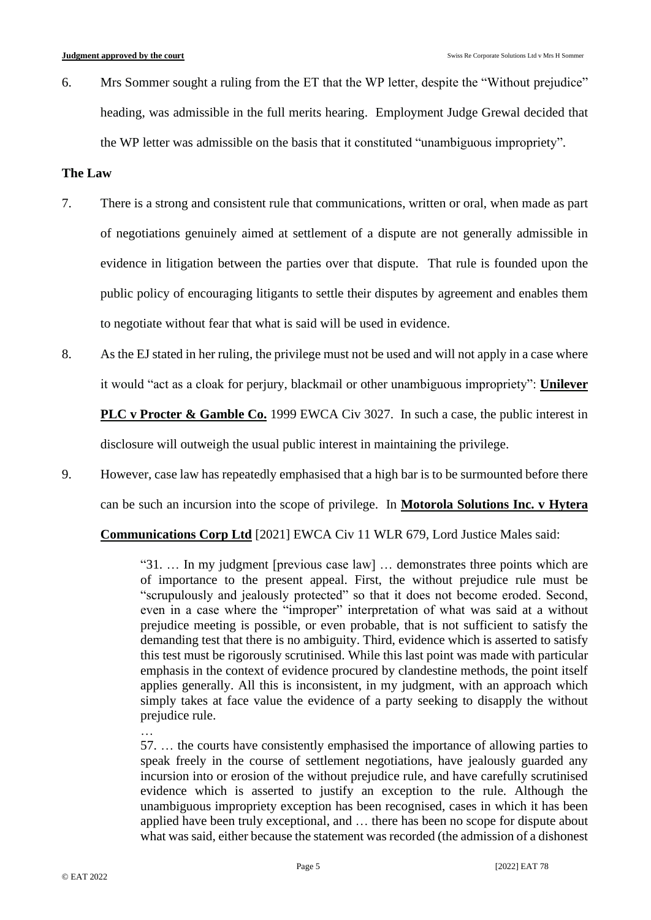6. Mrs Sommer sought a ruling from the ET that the WP letter, despite the "Without prejudice" heading, was admissible in the full merits hearing. Employment Judge Grewal decided that the WP letter was admissible on the basis that it constituted "unambiguous impropriety".

### The Law

7. There is a strong and consistent rule that communications, written or oral, when made as part of negotiations genuinely aimed at settlement of a dispute are not generally admissible in evidence in litigation between the parties over that dispute. That rule is founded upon the public policy of encouraging litigants to settle their disputes by agreement and enables them to negotiate without fear that what is said will be used in evidence.

8. As the EJ stated in her ruling, the privilege must not be used and will not apply in a case where it would "act as a cloak for perjury, blackmail or other unambiguous impropriety": **Unilever PLC v Procter & Gamble Co.** 1999 EWCA Civ 3027. In such a case, the public interest in disclosure will outweigh the usual public interest in maintaining the privilege.

9. However, case law has repeatedly emphasised that a high bar is to be surmounted before there can be such an incursion into the scope of privilege. In **Motorola Solutions Inc. v Hytera Communications Corp Ltd** [2021] EWCA Civ 11 WLR 679, Lord Justice Males said:

> "31. … In my judgment [previous case law] … demonstrates three points which are of importance to the present appeal. First, the without prejudice rule must be "scrupulously and jealously protected" so that it does not become eroded. Second, even in a case where the "improper" interpretation of what was said at a without prejudice meeting is possible, or even probable, that is not sufficient to satisfy the demanding test that there is no ambiguity. Third, evidence which is asserted to satisfy this test must be rigorously scrutinised. While this last point was made with particular emphasis in the context of evidence procured by clandestine methods, the point itself applies generally. All this is inconsistent, in my judgment, with an approach which simply takes at face value the evidence of a party seeking to disapply the without prejudice rule.
>
> …
>
> 57. … the courts have consistently emphasised the importance of allowing parties to speak freely in the course of settlement negotiations, have jealously guarded any incursion into or erosion of the without prejudice rule, and have carefully scrutinised evidence which is asserted to justify an exception to the rule. Although the unambiguous impropriety exception has been recognised, cases in which it has been applied have been truly exceptional, and … there has been no scope for dispute about what was said, either because the statement was recorded (the admission of a dishonest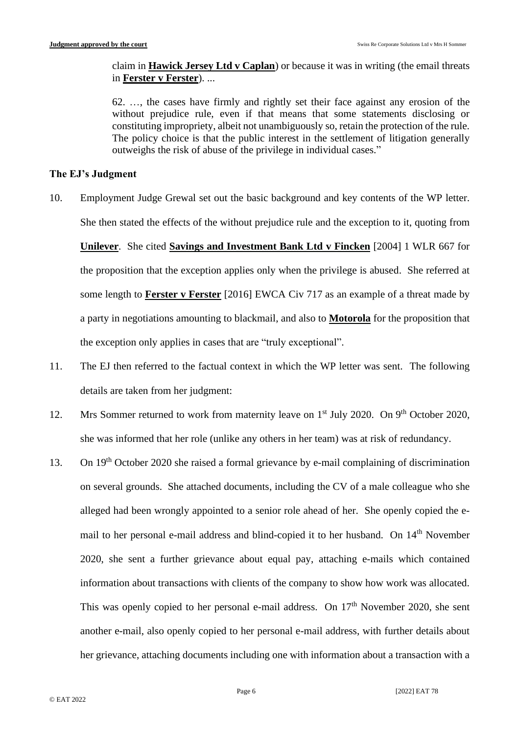> claim in **Hawick Jersey Ltd v Caplan**) or because it was in writing (the email threats in **Ferster v Ferster**). ...
>
> 62. …, the cases have firmly and rightly set their face against any erosion of the without prejudice rule, even if that means that some statements disclosing or constituting impropriety, albeit not unambiguously so, retain the protection of the rule. The policy choice is that the public interest in the settlement of litigation generally outweighs the risk of abuse of the privilege in individual cases."

### The EJ's Judgment

10. Employment Judge Grewal set out the basic background and key contents of the WP letter. She then stated the effects of the without prejudice rule and the exception to it, quoting from **Unilever**. She cited **Savings and Investment Bank Ltd v Fincken** [2004] 1 WLR 667 for the proposition that the exception applies only when the privilege is abused. She referred at some length to **Ferster v Ferster** [2016] EWCA Civ 717 as an example of a threat made by a party in negotiations amounting to blackmail, and also to **Motorola** for the proposition that the exception only applies in cases that are "truly exceptional".

11. The EJ then referred to the factual context in which the WP letter was sent. The following details are taken from her judgment:

12. Mrs Sommer returned to work from maternity leave on 1st July 2020. On 9th October 2020, she was informed that her role (unlike any others in her team) was at risk of redundancy.

13. On 19th October 2020 she raised a formal grievance by e-mail complaining of discrimination on several grounds. She attached documents, including the CV of a male colleague who she alleged had been wrongly appointed to a senior role ahead of her. She openly copied the e-mail to her personal e-mail address and blind-copied it to her husband. On 14th November 2020, she sent a further grievance about equal pay, attaching e-mails which contained information about transactions with clients of the company to show how work was allocated. This was openly copied to her personal e-mail address. On 17th November 2020, she sent another e-mail, also openly copied to her personal e-mail address, with further details about her grievance, attaching documents including one with information about a transaction with a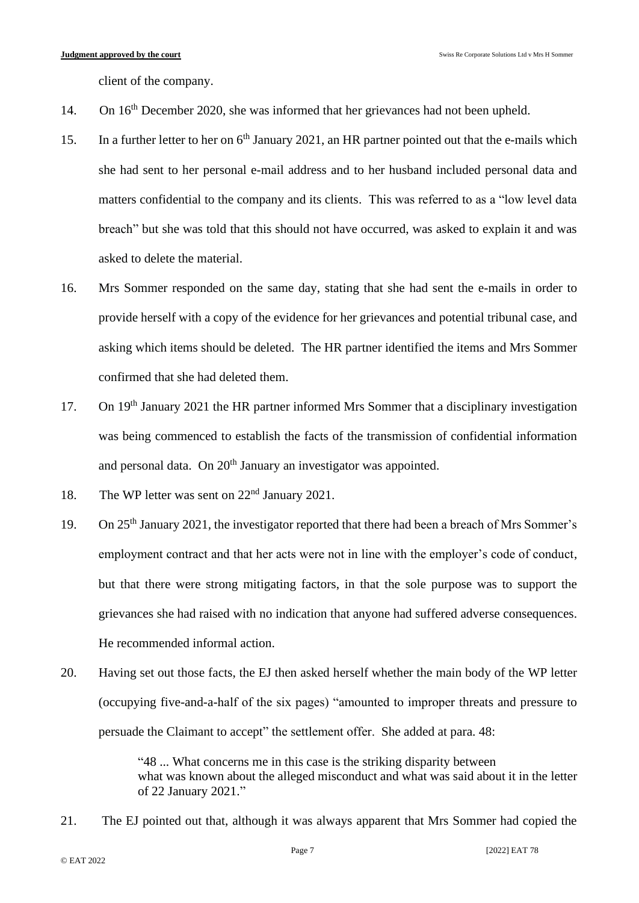client of the company.

14. On 16th December 2020, she was informed that her grievances had not been upheld.

15. In a further letter to her on 6th January 2021, an HR partner pointed out that the e-mails which she had sent to her personal e-mail address and to her husband included personal data and matters confidential to the company and its clients. This was referred to as a "low level data breach" but she was told that this should not have occurred, was asked to explain it and was asked to delete the material.

16. Mrs Sommer responded on the same day, stating that she had sent the e-mails in order to provide herself with a copy of the evidence for her grievances and potential tribunal case, and asking which items should be deleted. The HR partner identified the items and Mrs Sommer confirmed that she had deleted them.

17. On 19th January 2021 the HR partner informed Mrs Sommer that a disciplinary investigation was being commenced to establish the facts of the transmission of confidential information and personal data. On 20th January an investigator was appointed.

18. The WP letter was sent on 22nd January 2021.

19. On 25th January 2021, the investigator reported that there had been a breach of Mrs Sommer's employment contract and that her acts were not in line with the employer's code of conduct, but that there were strong mitigating factors, in that the sole purpose was to support the grievances she had raised with no indication that anyone had suffered adverse consequences. He recommended informal action.

20. Having set out those facts, the EJ then asked herself whether the main body of the WP letter (occupying five-and-a-half of the six pages) "amounted to improper threats and pressure to persuade the Claimant to accept" the settlement offer. She added at para. 48:

> "48 ... What concerns me in this case is the striking disparity between what was known about the alleged misconduct and what was said about it in the letter of 22 January 2021."

21. The EJ pointed out that, although it was always apparent that Mrs Sommer had copied the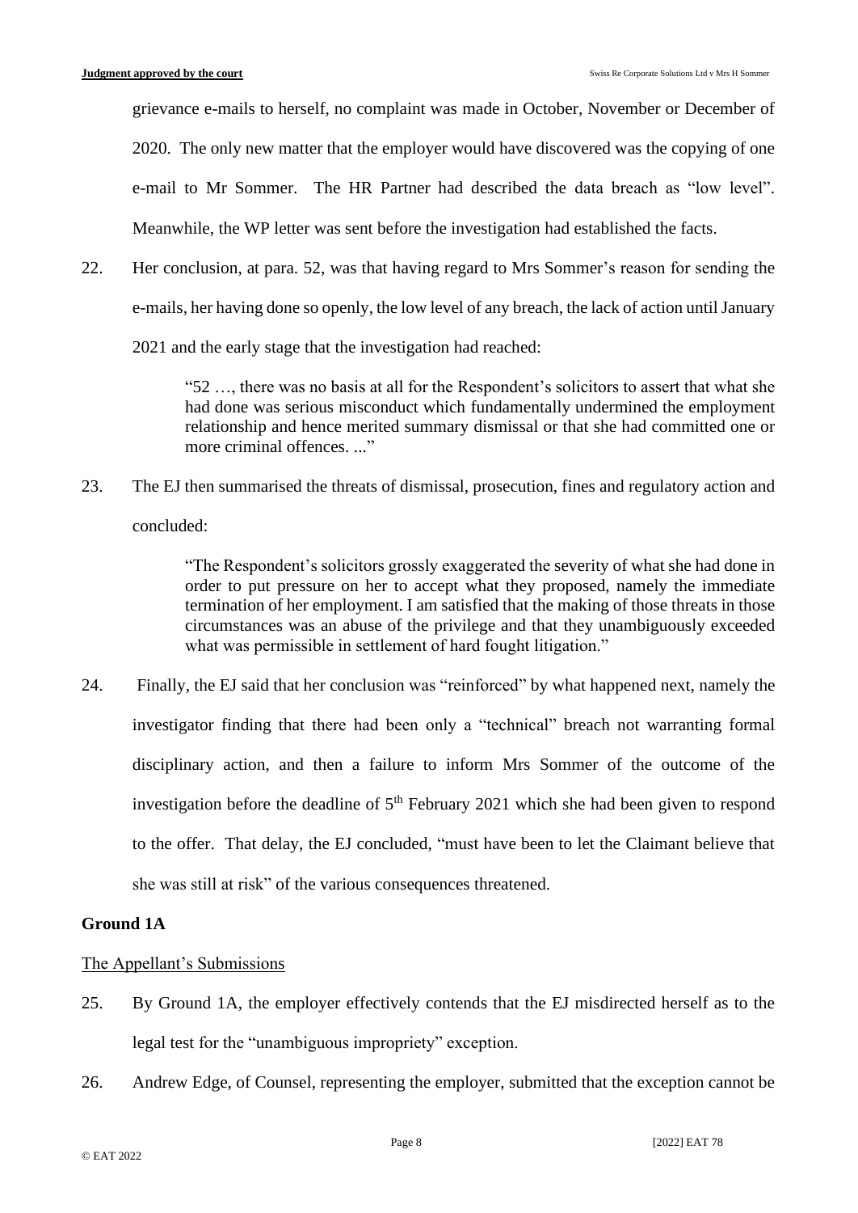grievance e-mails to herself, no complaint was made in October, November or December of 2020. The only new matter that the employer would have discovered was the copying of one e-mail to Mr Sommer. The HR Partner had described the data breach as "low level". Meanwhile, the WP letter was sent before the investigation had established the facts.

22. Her conclusion, at para. 52, was that having regard to Mrs Sommer's reason for sending the e-mails, her having done so openly, the low level of any breach, the lack of action until January 2021 and the early stage that the investigation had reached:

> "52 …, there was no basis at all for the Respondent's solicitors to assert that what she had done was serious misconduct which fundamentally undermined the employment relationship and hence merited summary dismissal or that she had committed one or more criminal offences. ..."

23. The EJ then summarised the threats of dismissal, prosecution, fines and regulatory action and concluded:

> "The Respondent's solicitors grossly exaggerated the severity of what she had done in order to put pressure on her to accept what they proposed, namely the immediate termination of her employment. I am satisfied that the making of those threats in those circumstances was an abuse of the privilege and that they unambiguously exceeded what was permissible in settlement of hard fought litigation."

24. Finally, the EJ said that her conclusion was "reinforced" by what happened next, namely the investigator finding that there had been only a "technical" breach not warranting formal disciplinary action, and then a failure to inform Mrs Sommer of the outcome of the investigation before the deadline of 5th February 2021 which she had been given to respond to the offer. That delay, the EJ concluded, "must have been to let the Claimant believe that she was still at risk" of the various consequences threatened.

## Ground 1A

### The Appellant's Submissions

25. By Ground 1A, the employer effectively contends that the EJ misdirected herself as to the legal test for the "unambiguous impropriety" exception.

26. Andrew Edge, of Counsel, representing the employer, submitted that the exception cannot be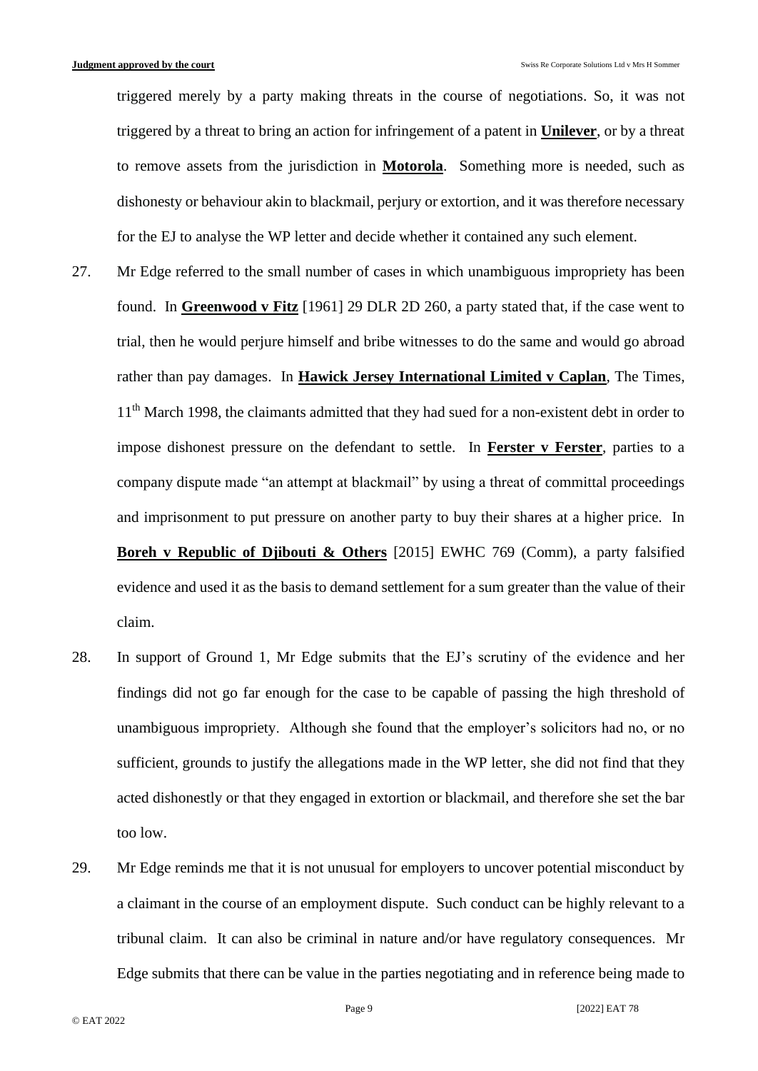triggered merely by a party making threats in the course of negotiations. So, it was not triggered by a threat to bring an action for infringement of a patent in **Unilever**, or by a threat to remove assets from the jurisdiction in **Motorola**. Something more is needed, such as dishonesty or behaviour akin to blackmail, perjury or extortion, and it was therefore necessary for the EJ to analyse the WP letter and decide whether it contained any such element.

27. Mr Edge referred to the small number of cases in which unambiguous impropriety has been found. In **Greenwood v Fitz** [1961] 29 DLR 2D 260, a party stated that, if the case went to trial, then he would perjure himself and bribe witnesses to do the same and would go abroad rather than pay damages. In **Hawick Jersey International Limited v Caplan**, The Times, 11th March 1998, the claimants admitted that they had sued for a non-existent debt in order to impose dishonest pressure on the defendant to settle. In **Ferster v Ferster**, parties to a company dispute made "an attempt at blackmail" by using a threat of committal proceedings and imprisonment to put pressure on another party to buy their shares at a higher price. In **Boreh v Republic of Djibouti & Others** [2015] EWHC 769 (Comm), a party falsified evidence and used it as the basis to demand settlement for a sum greater than the value of their claim.

28. In support of Ground 1, Mr Edge submits that the EJ's scrutiny of the evidence and her findings did not go far enough for the case to be capable of passing the high threshold of unambiguous impropriety. Although she found that the employer's solicitors had no, or no sufficient, grounds to justify the allegations made in the WP letter, she did not find that they acted dishonestly or that they engaged in extortion or blackmail, and therefore she set the bar too low.

29. Mr Edge reminds me that it is not unusual for employers to uncover potential misconduct by a claimant in the course of an employment dispute. Such conduct can be highly relevant to a tribunal claim. It can also be criminal in nature and/or have regulatory consequences. Mr Edge submits that there can be value in the parties negotiating and in reference being made to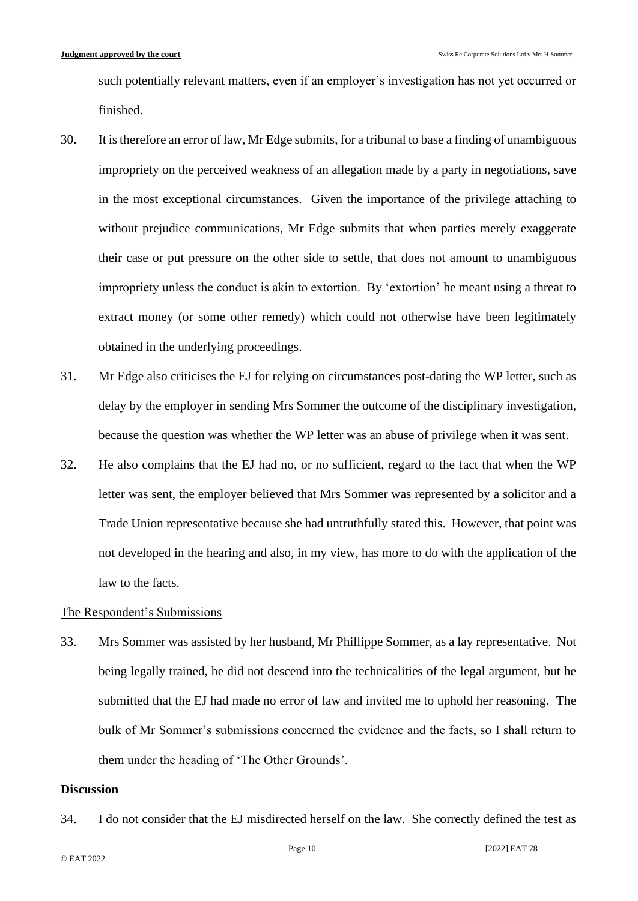such potentially relevant matters, even if an employer's investigation has not yet occurred or finished.

30. It is therefore an error of law, Mr Edge submits, for a tribunal to base a finding of unambiguous impropriety on the perceived weakness of an allegation made by a party in negotiations, save in the most exceptional circumstances. Given the importance of the privilege attaching to without prejudice communications, Mr Edge submits that when parties merely exaggerate their case or put pressure on the other side to settle, that does not amount to unambiguous impropriety unless the conduct is akin to extortion. By 'extortion' he meant using a threat to extract money (or some other remedy) which could not otherwise have been legitimately obtained in the underlying proceedings.

31. Mr Edge also criticises the EJ for relying on circumstances post-dating the WP letter, such as delay by the employer in sending Mrs Sommer the outcome of the disciplinary investigation, because the question was whether the WP letter was an abuse of privilege when it was sent.

32. He also complains that the EJ had no, or no sufficient, regard to the fact that when the WP letter was sent, the employer believed that Mrs Sommer was represented by a solicitor and a Trade Union representative because she had untruthfully stated this. However, that point was not developed in the hearing and also, in my view, has more to do with the application of the law to the facts.

The Respondent's Submissions

33. Mrs Sommer was assisted by her husband, Mr Phillippe Sommer, as a lay representative. Not being legally trained, he did not descend into the technicalities of the legal argument, but he submitted that the EJ had made no error of law and invited me to uphold her reasoning. The bulk of Mr Sommer's submissions concerned the evidence and the facts, so I shall return to them under the heading of 'The Other Grounds'.

## Discussion

34. I do not consider that the EJ misdirected herself on the law. She correctly defined the test as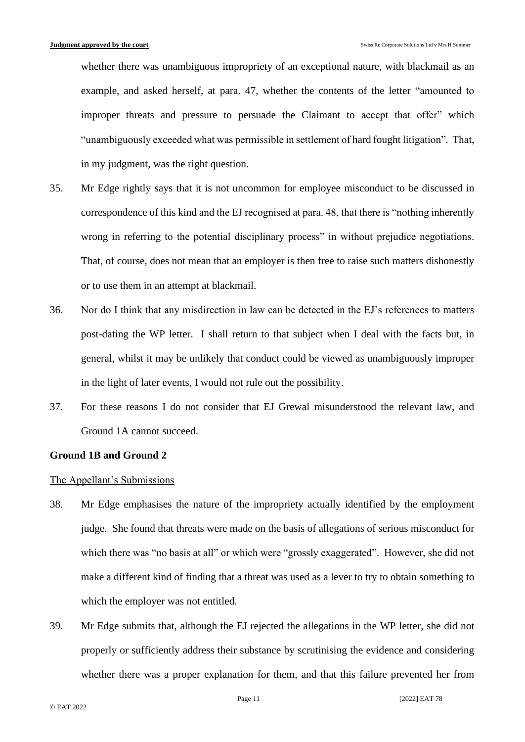whether there was unambiguous impropriety of an exceptional nature, with blackmail as an example, and asked herself, at para. 47, whether the contents of the letter "amounted to improper threats and pressure to persuade the Claimant to accept that offer" which "unambiguously exceeded what was permissible in settlement of hard fought litigation". That, in my judgment, was the right question.

35. Mr Edge rightly says that it is not uncommon for employee misconduct to be discussed in correspondence of this kind and the EJ recognised at para. 48, that there is "nothing inherently wrong in referring to the potential disciplinary process" in without prejudice negotiations. That, of course, does not mean that an employer is then free to raise such matters dishonestly or to use them in an attempt at blackmail.

36. Nor do I think that any misdirection in law can be detected in the EJ's references to matters post-dating the WP letter. I shall return to that subject when I deal with the facts but, in general, whilst it may be unlikely that conduct could be viewed as unambiguously improper in the light of later events, I would not rule out the possibility.

37. For these reasons I do not consider that EJ Grewal misunderstood the relevant law, and Ground 1A cannot succeed.

**Ground 1B and Ground 2**

The Appellant's Submissions

38. Mr Edge emphasises the nature of the impropriety actually identified by the employment judge. She found that threats were made on the basis of allegations of serious misconduct for which there was "no basis at all" or which were "grossly exaggerated". However, she did not make a different kind of finding that a threat was used as a lever to try to obtain something to which the employer was not entitled.

39. Mr Edge submits that, although the EJ rejected the allegations in the WP letter, she did not properly or sufficiently address their substance by scrutinising the evidence and considering whether there was a proper explanation for them, and that this failure prevented her from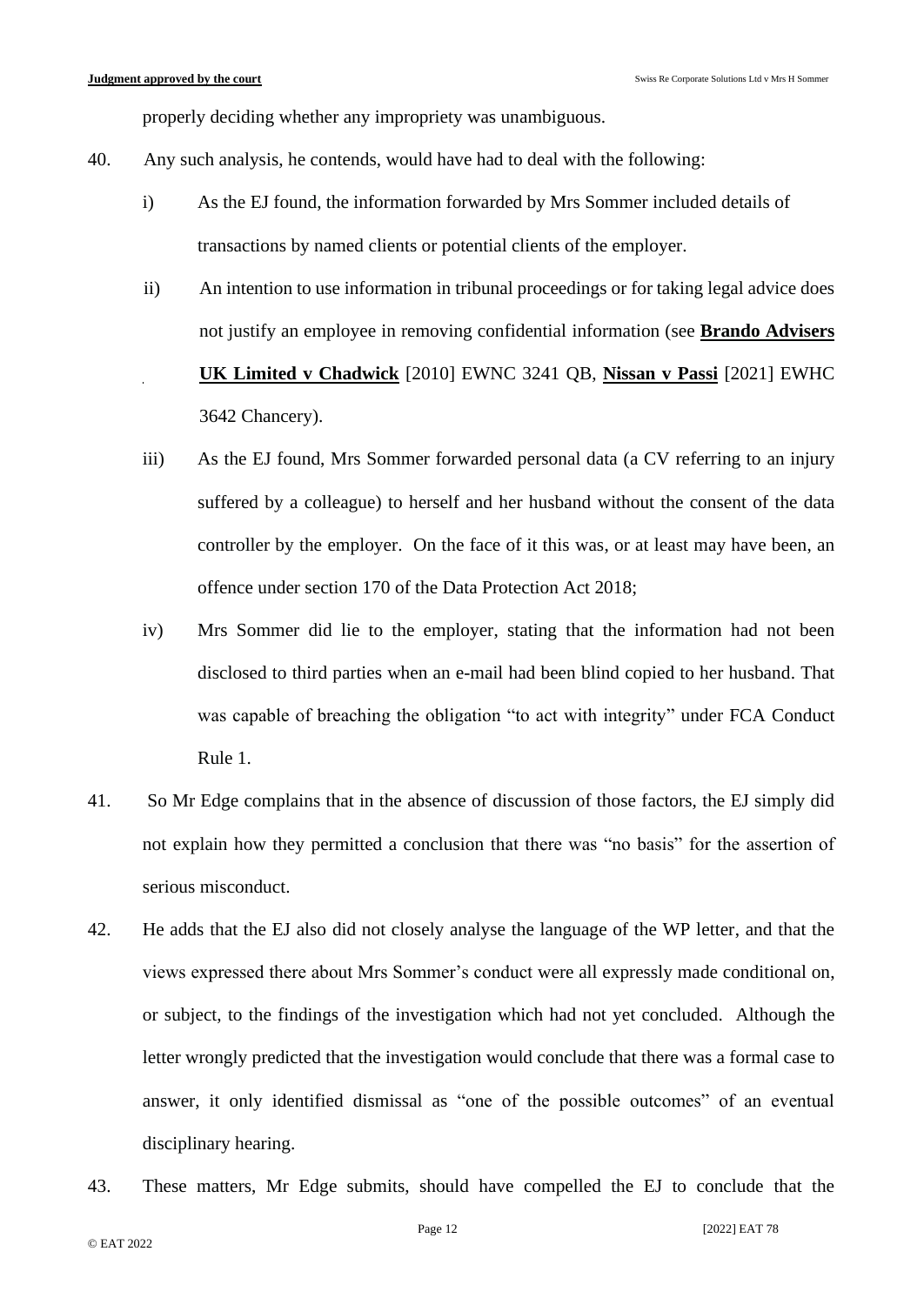properly deciding whether any impropriety was unambiguous.

40. Any such analysis, he contends, would have had to deal with the following:

    i) As the EJ found, the information forwarded by Mrs Sommer included details of transactions by named clients or potential clients of the employer.

    ii) An intention to use information in tribunal proceedings or for taking legal advice does not justify an employee in removing confidential information (see **Brando Advisers UK Limited v Chadwick** [2010] EWNC 3241 QB, **Nissan v Passi** [2021] EWHC 3642 Chancery).

    iii) As the EJ found, Mrs Sommer forwarded personal data (a CV referring to an injury suffered by a colleague) to herself and her husband without the consent of the data controller by the employer. On the face of it this was, or at least may have been, an offence under section 170 of the Data Protection Act 2018;

    iv) Mrs Sommer did lie to the employer, stating that the information had not been disclosed to third parties when an e-mail had been blind copied to her husband. That was capable of breaching the obligation "to act with integrity" under FCA Conduct Rule 1.

41. So Mr Edge complains that in the absence of discussion of those factors, the EJ simply did not explain how they permitted a conclusion that there was "no basis" for the assertion of serious misconduct.

42. He adds that the EJ also did not closely analyse the language of the WP letter, and that the views expressed there about Mrs Sommer's conduct were all expressly made conditional on, or subject, to the findings of the investigation which had not yet concluded. Although the letter wrongly predicted that the investigation would conclude that there was a formal case to answer, it only identified dismissal as "one of the possible outcomes" of an eventual disciplinary hearing.

43. These matters, Mr Edge submits, should have compelled the EJ to conclude that the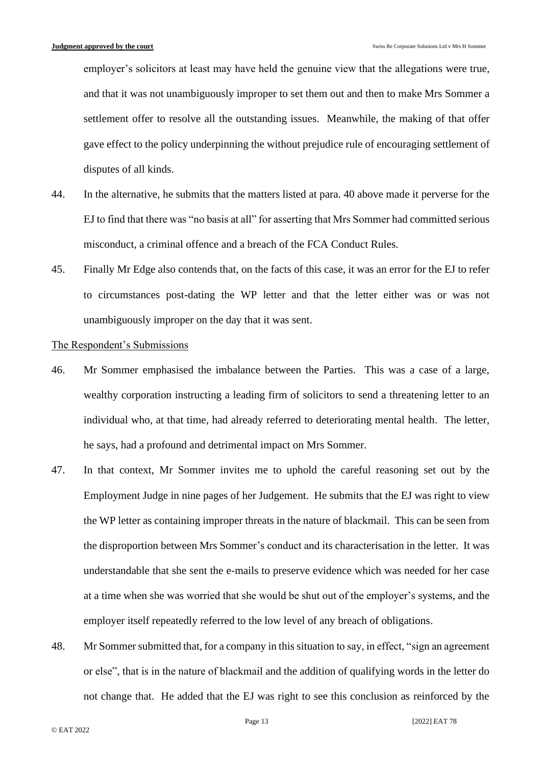employer's solicitors at least may have held the genuine view that the allegations were true, and that it was not unambiguously improper to set them out and then to make Mrs Sommer a settlement offer to resolve all the outstanding issues. Meanwhile, the making of that offer gave effect to the policy underpinning the without prejudice rule of encouraging settlement of disputes of all kinds.

44. In the alternative, he submits that the matters listed at para. 40 above made it perverse for the EJ to find that there was "no basis at all" for asserting that Mrs Sommer had committed serious misconduct, a criminal offence and a breach of the FCA Conduct Rules.

45. Finally Mr Edge also contends that, on the facts of this case, it was an error for the EJ to refer to circumstances post-dating the WP letter and that the letter either was or was not unambiguously improper on the day that it was sent.

<u>The Respondent's Submissions</u>

46. Mr Sommer emphasised the imbalance between the Parties. This was a case of a large, wealthy corporation instructing a leading firm of solicitors to send a threatening letter to an individual who, at that time, had already referred to deteriorating mental health. The letter, he says, had a profound and detrimental impact on Mrs Sommer.

47. In that context, Mr Sommer invites me to uphold the careful reasoning set out by the Employment Judge in nine pages of her Judgement. He submits that the EJ was right to view the WP letter as containing improper threats in the nature of blackmail. This can be seen from the disproportion between Mrs Sommer's conduct and its characterisation in the letter. It was understandable that she sent the e-mails to preserve evidence which was needed for her case at a time when she was worried that she would be shut out of the employer's systems, and the employer itself repeatedly referred to the low level of any breach of obligations.

48. Mr Sommer submitted that, for a company in this situation to say, in effect, "sign an agreement or else", that is in the nature of blackmail and the addition of qualifying words in the letter do not change that. He added that the EJ was right to see this conclusion as reinforced by the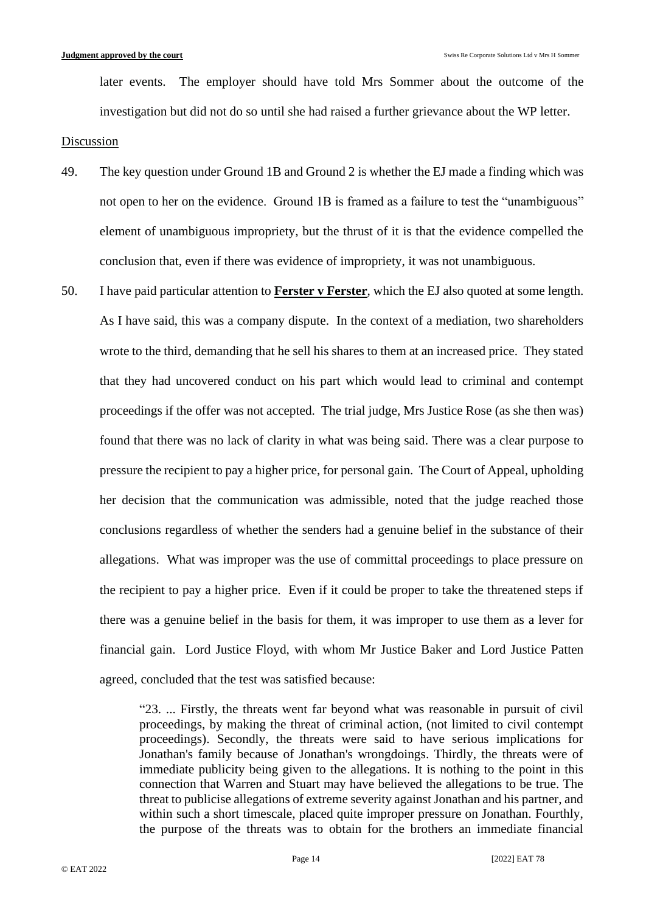later events. The employer should have told Mrs Sommer about the outcome of the investigation but did not do so until she had raised a further grievance about the WP letter.

Discussion

49. The key question under Ground 1B and Ground 2 is whether the EJ made a finding which was not open to her on the evidence. Ground 1B is framed as a failure to test the "unambiguous" element of unambiguous impropriety, but the thrust of it is that the evidence compelled the conclusion that, even if there was evidence of impropriety, it was not unambiguous.

50. I have paid particular attention to **Ferster v Ferster**, which the EJ also quoted at some length. As I have said, this was a company dispute. In the context of a mediation, two shareholders wrote to the third, demanding that he sell his shares to them at an increased price. They stated that they had uncovered conduct on his part which would lead to criminal and contempt proceedings if the offer was not accepted. The trial judge, Mrs Justice Rose (as she then was) found that there was no lack of clarity in what was being said. There was a clear purpose to pressure the recipient to pay a higher price, for personal gain. The Court of Appeal, upholding her decision that the communication was admissible, noted that the judge reached those conclusions regardless of whether the senders had a genuine belief in the substance of their allegations. What was improper was the use of committal proceedings to place pressure on the recipient to pay a higher price. Even if it could be proper to take the threatened steps if there was a genuine belief in the basis for them, it was improper to use them as a lever for financial gain. Lord Justice Floyd, with whom Mr Justice Baker and Lord Justice Patten agreed, concluded that the test was satisfied because:

> "23. ... Firstly, the threats went far beyond what was reasonable in pursuit of civil proceedings, by making the threat of criminal action, (not limited to civil contempt proceedings). Secondly, the threats were said to have serious implications for Jonathan's family because of Jonathan's wrongdoings. Thirdly, the threats were of immediate publicity being given to the allegations. It is nothing to the point in this connection that Warren and Stuart may have believed the allegations to be true. The threat to publicise allegations of extreme severity against Jonathan and his partner, and within such a short timescale, placed quite improper pressure on Jonathan. Fourthly, the purpose of the threats was to obtain for the brothers an immediate financial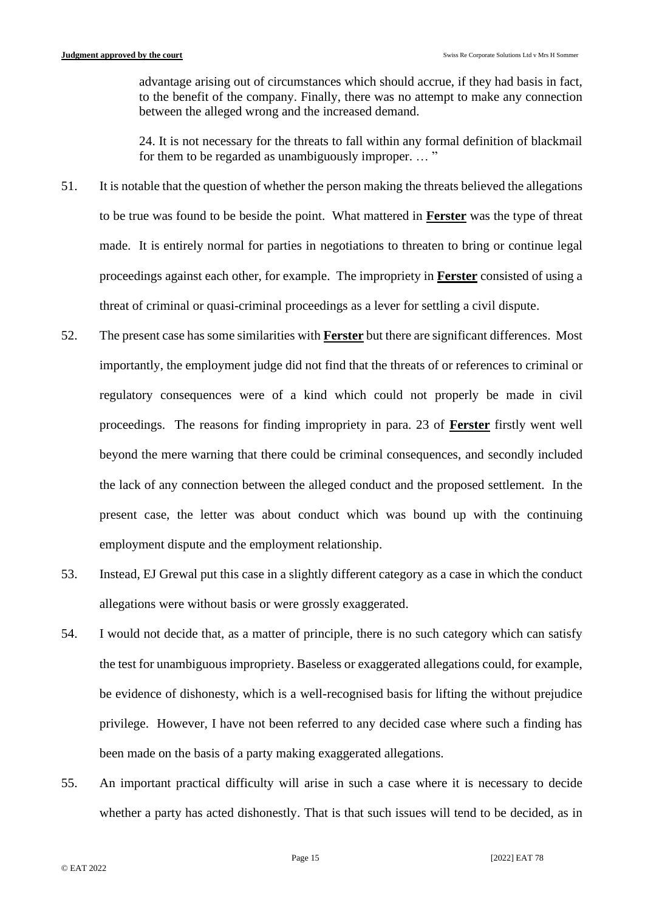> advantage arising out of circumstances which should accrue, if they had basis in fact, to the benefit of the company. Finally, there was no attempt to make any connection between the alleged wrong and the increased demand.
>
> 24. It is not necessary for the threats to fall within any formal definition of blackmail for them to be regarded as unambiguously improper. … "

51. It is notable that the question of whether the person making the threats believed the allegations to be true was found to be beside the point. What mattered in **Ferster** was the type of threat made. It is entirely normal for parties in negotiations to threaten to bring or continue legal proceedings against each other, for example. The impropriety in **Ferster** consisted of using a threat of criminal or quasi-criminal proceedings as a lever for settling a civil dispute.

52. The present case has some similarities with **Ferster** but there are significant differences. Most importantly, the employment judge did not find that the threats of or references to criminal or regulatory consequences were of a kind which could not properly be made in civil proceedings. The reasons for finding impropriety in para. 23 of **Ferster** firstly went well beyond the mere warning that there could be criminal consequences, and secondly included the lack of any connection between the alleged conduct and the proposed settlement. In the present case, the letter was about conduct which was bound up with the continuing employment dispute and the employment relationship.

53. Instead, EJ Grewal put this case in a slightly different category as a case in which the conduct allegations were without basis or were grossly exaggerated.

54. I would not decide that, as a matter of principle, there is no such category which can satisfy the test for unambiguous impropriety. Baseless or exaggerated allegations could, for example, be evidence of dishonesty, which is a well-recognised basis for lifting the without prejudice privilege. However, I have not been referred to any decided case where such a finding has been made on the basis of a party making exaggerated allegations.

55. An important practical difficulty will arise in such a case where it is necessary to decide whether a party has acted dishonestly. That is that such issues will tend to be decided, as in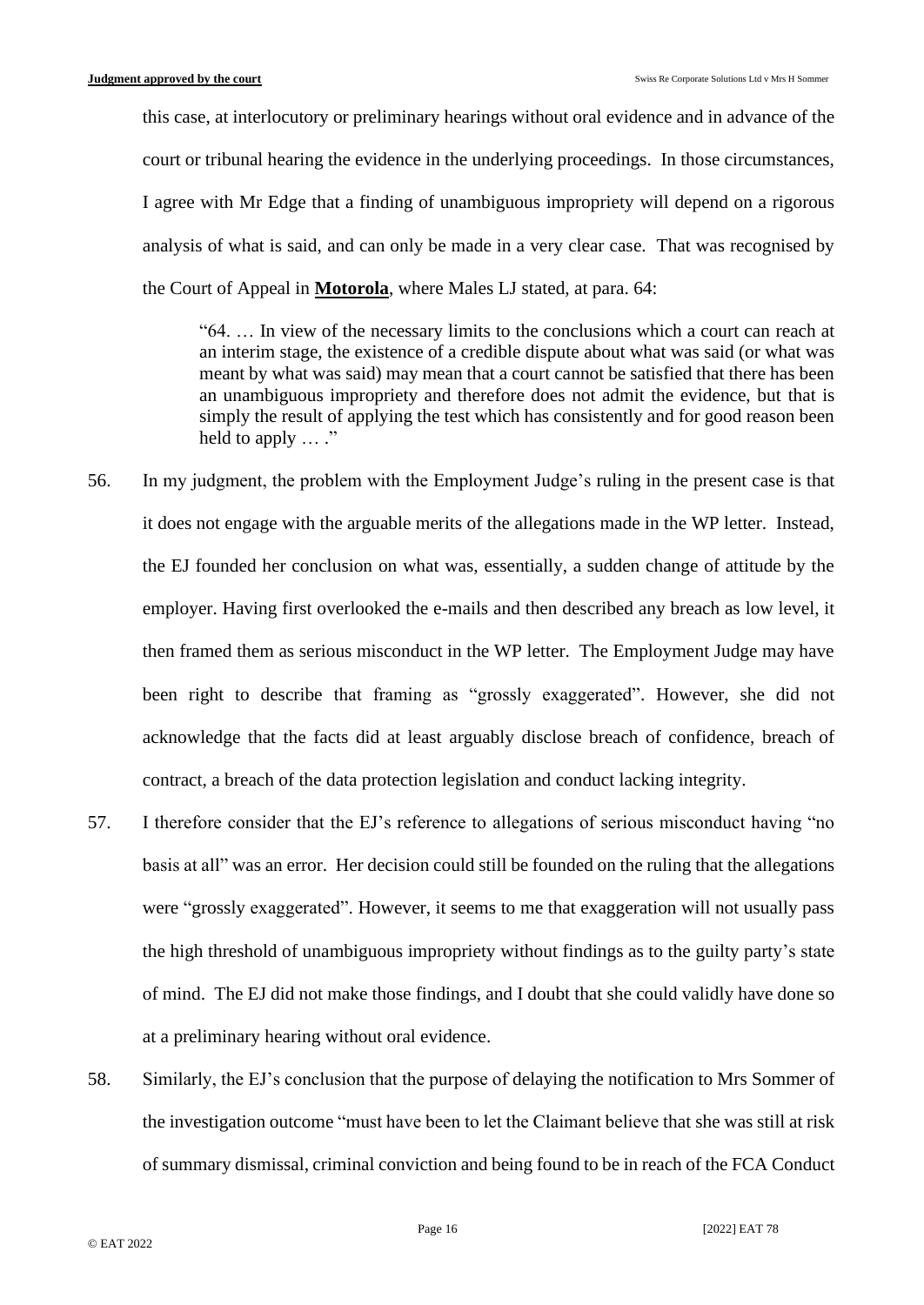this case, at interlocutory or preliminary hearings without oral evidence and in advance of the court or tribunal hearing the evidence in the underlying proceedings. In those circumstances, I agree with Mr Edge that a finding of unambiguous impropriety will depend on a rigorous analysis of what is said, and can only be made in a very clear case. That was recognised by the Court of Appeal in **Motorola**, where Males LJ stated, at para. 64:

> "64. … In view of the necessary limits to the conclusions which a court can reach at an interim stage, the existence of a credible dispute about what was said (or what was meant by what was said) may mean that a court cannot be satisfied that there has been an unambiguous impropriety and therefore does not admit the evidence, but that is simply the result of applying the test which has consistently and for good reason been held to apply … ."

56. In my judgment, the problem with the Employment Judge's ruling in the present case is that it does not engage with the arguable merits of the allegations made in the WP letter. Instead, the EJ founded her conclusion on what was, essentially, a sudden change of attitude by the employer. Having first overlooked the e-mails and then described any breach as low level, it then framed them as serious misconduct in the WP letter. The Employment Judge may have been right to describe that framing as "grossly exaggerated". However, she did not acknowledge that the facts did at least arguably disclose breach of confidence, breach of contract, a breach of the data protection legislation and conduct lacking integrity.

57. I therefore consider that the EJ's reference to allegations of serious misconduct having "no basis at all" was an error. Her decision could still be founded on the ruling that the allegations were "grossly exaggerated". However, it seems to me that exaggeration will not usually pass the high threshold of unambiguous impropriety without findings as to the guilty party's state of mind. The EJ did not make those findings, and I doubt that she could validly have done so at a preliminary hearing without oral evidence.

58. Similarly, the EJ's conclusion that the purpose of delaying the notification to Mrs Sommer of the investigation outcome "must have been to let the Claimant believe that she was still at risk of summary dismissal, criminal conviction and being found to be in reach of the FCA Conduct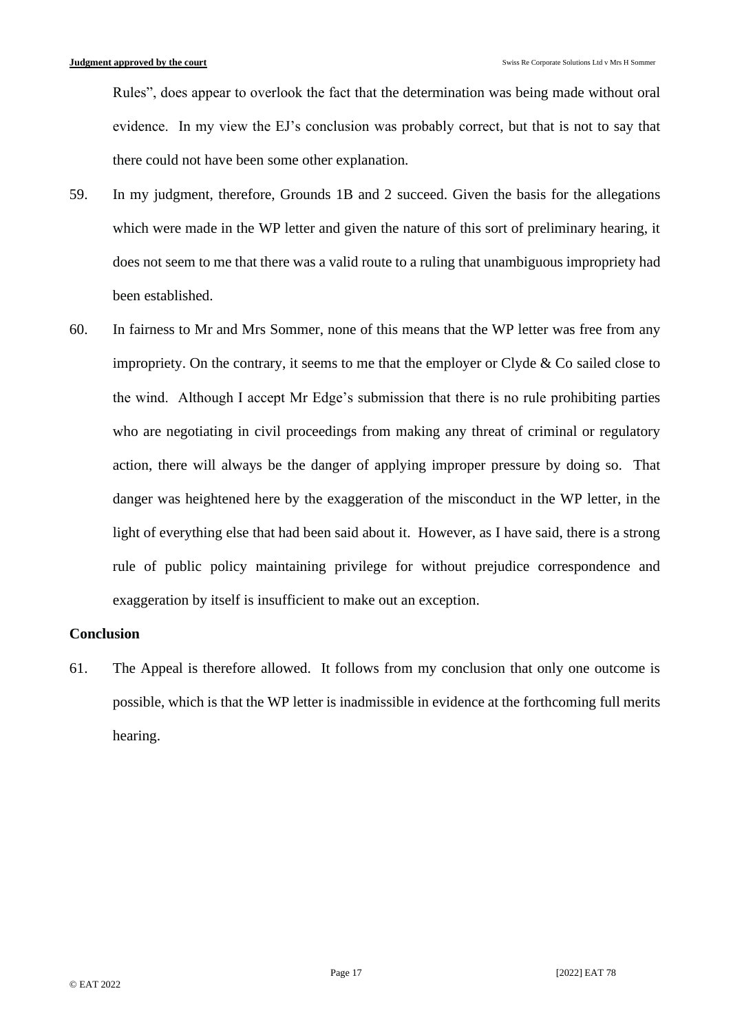Rules", does appear to overlook the fact that the determination was being made without oral evidence. In my view the EJ's conclusion was probably correct, but that is not to say that there could not have been some other explanation.

59. In my judgment, therefore, Grounds 1B and 2 succeed. Given the basis for the allegations which were made in the WP letter and given the nature of this sort of preliminary hearing, it does not seem to me that there was a valid route to a ruling that unambiguous impropriety had been established.

60. In fairness to Mr and Mrs Sommer, none of this means that the WP letter was free from any impropriety. On the contrary, it seems to me that the employer or Clyde & Co sailed close to the wind. Although I accept Mr Edge's submission that there is no rule prohibiting parties who are negotiating in civil proceedings from making any threat of criminal or regulatory action, there will always be the danger of applying improper pressure by doing so. That danger was heightened here by the exaggeration of the misconduct in the WP letter, in the light of everything else that had been said about it. However, as I have said, there is a strong rule of public policy maintaining privilege for without prejudice correspondence and exaggeration by itself is insufficient to make out an exception.

**Conclusion**

61. The Appeal is therefore allowed. It follows from my conclusion that only one outcome is possible, which is that the WP letter is inadmissible in evidence at the forthcoming full merits hearing.